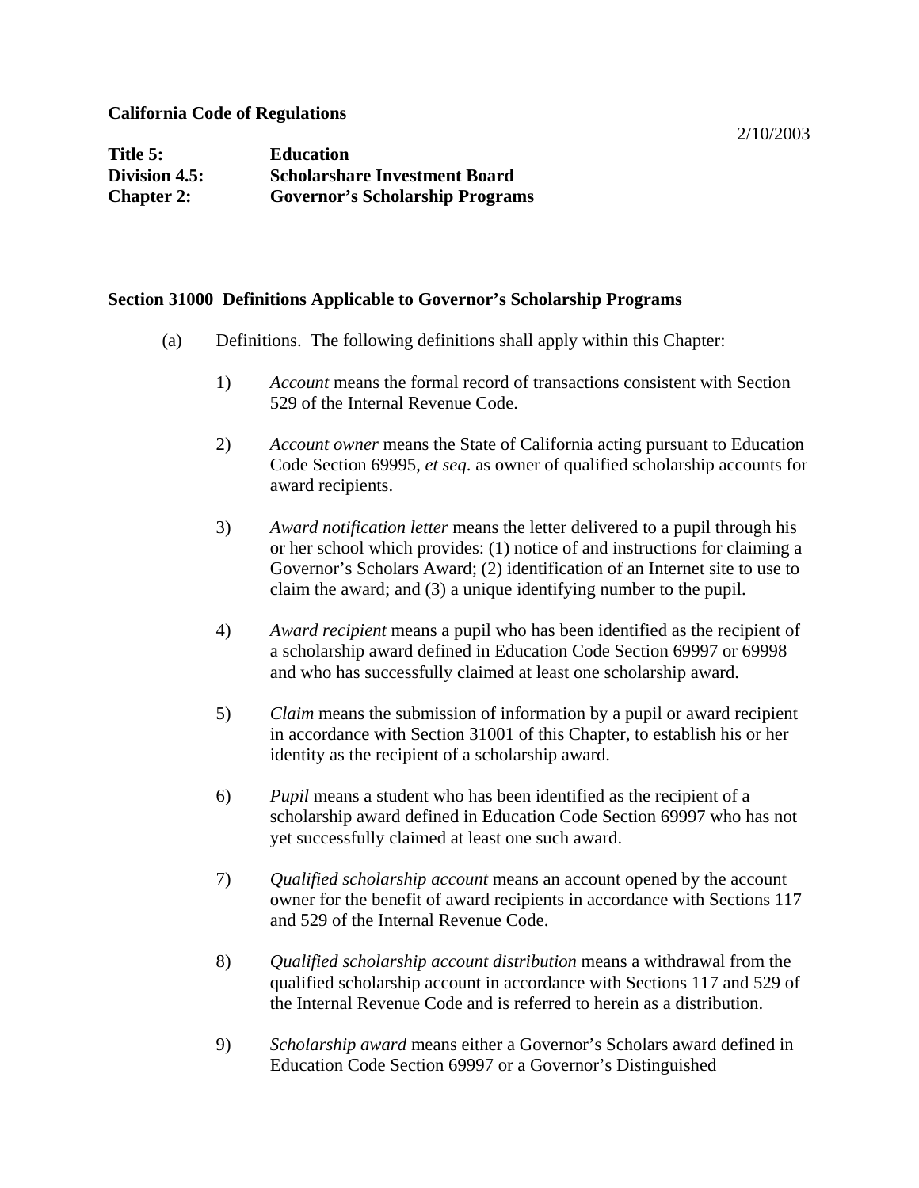**California Code of Regulations**

2/10/2003

**Title 5:** **Education**
**Division 4.5:** **Scholarshare Investment Board**
**Chapter 2:** **Governor's Scholarship Programs**

## Section 31000 Definitions Applicable to Governor's Scholarship Programs

(a) Definitions. The following definitions shall apply within this Chapter:

1) *Account* means the formal record of transactions consistent with Section 529 of the Internal Revenue Code.

2) *Account owner* means the State of California acting pursuant to Education Code Section 69995, *et seq*. as owner of qualified scholarship accounts for award recipients.

3) *Award notification letter* means the letter delivered to a pupil through his or her school which provides: (1) notice of and instructions for claiming a Governor's Scholars Award; (2) identification of an Internet site to use to claim the award; and (3) a unique identifying number to the pupil.

4) *Award recipient* means a pupil who has been identified as the recipient of a scholarship award defined in Education Code Section 69997 or 69998 and who has successfully claimed at least one scholarship award.

5) *Claim* means the submission of information by a pupil or award recipient in accordance with Section 31001 of this Chapter, to establish his or her identity as the recipient of a scholarship award.

6) *Pupil* means a student who has been identified as the recipient of a scholarship award defined in Education Code Section 69997 who has not yet successfully claimed at least one such award.

7) *Qualified scholarship account* means an account opened by the account owner for the benefit of award recipients in accordance with Sections 117 and 529 of the Internal Revenue Code.

8) *Qualified scholarship account distribution* means a withdrawal from the qualified scholarship account in accordance with Sections 117 and 529 of the Internal Revenue Code and is referred to herein as a distribution.

9) *Scholarship award* means either a Governor's Scholars award defined in Education Code Section 69997 or a Governor's Distinguished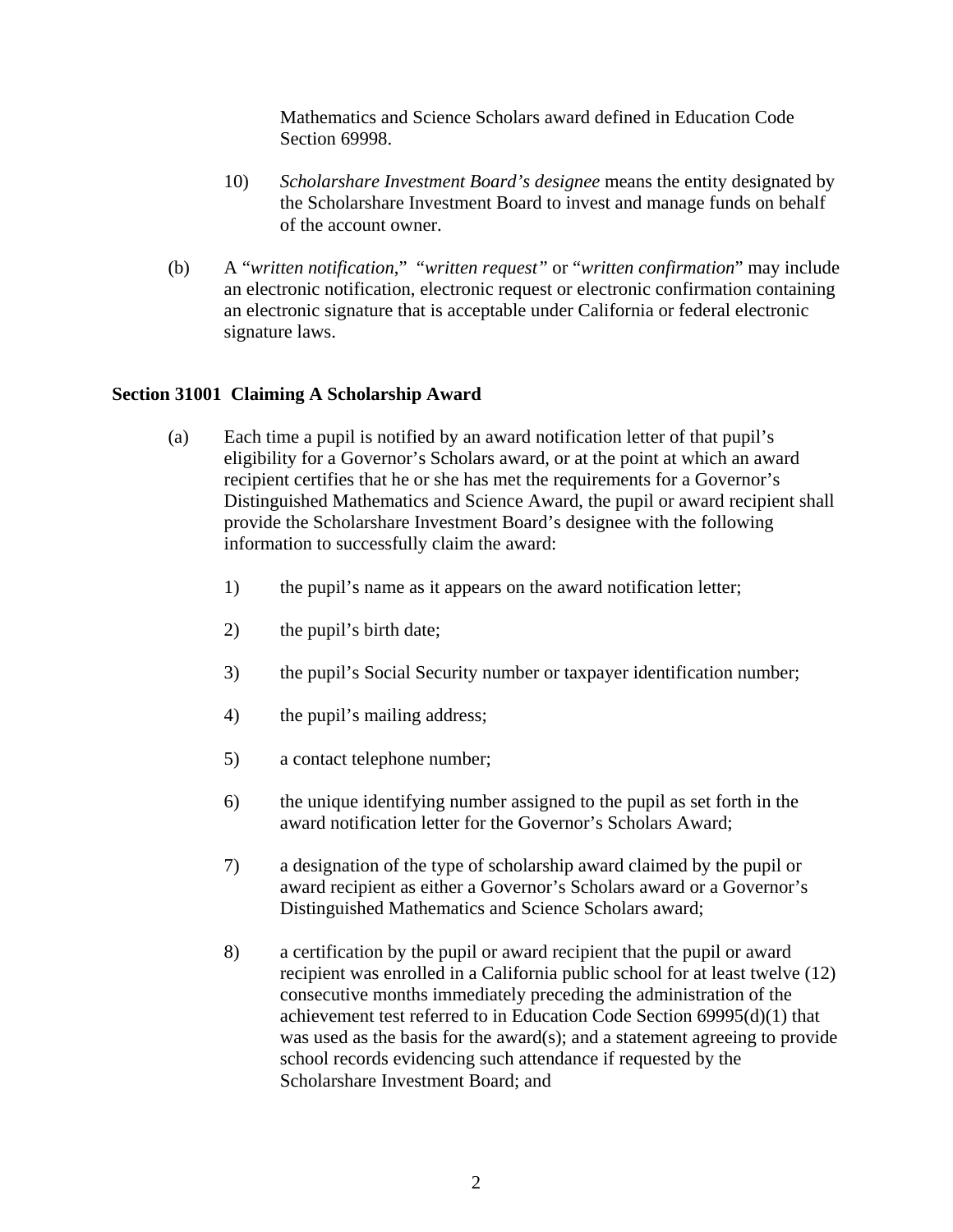Mathematics and Science Scholars award defined in Education Code Section 69998.

10) *Scholarshare Investment Board's designee* means the entity designated by the Scholarshare Investment Board to invest and manage funds on behalf of the account owner.

(b) A "*written notification*," "*written request*" or "*written confirmation*" may include an electronic notification, electronic request or electronic confirmation containing an electronic signature that is acceptable under California or federal electronic signature laws.

**Section 31001 Claiming A Scholarship Award**

(a) Each time a pupil is notified by an award notification letter of that pupil's eligibility for a Governor's Scholars award, or at the point at which an award recipient certifies that he or she has met the requirements for a Governor's Distinguished Mathematics and Science Award, the pupil or award recipient shall provide the Scholarshare Investment Board's designee with the following information to successfully claim the award:

1) the pupil's name as it appears on the award notification letter;

2) the pupil's birth date;

3) the pupil's Social Security number or taxpayer identification number;

4) the pupil's mailing address;

5) a contact telephone number;

6) the unique identifying number assigned to the pupil as set forth in the award notification letter for the Governor's Scholars Award;

7) a designation of the type of scholarship award claimed by the pupil or award recipient as either a Governor's Scholars award or a Governor's Distinguished Mathematics and Science Scholars award;

8) a certification by the pupil or award recipient that the pupil or award recipient was enrolled in a California public school for at least twelve (12) consecutive months immediately preceding the administration of the achievement test referred to in Education Code Section 69995(d)(1) that was used as the basis for the award(s); and a statement agreeing to provide school records evidencing such attendance if requested by the Scholarshare Investment Board; and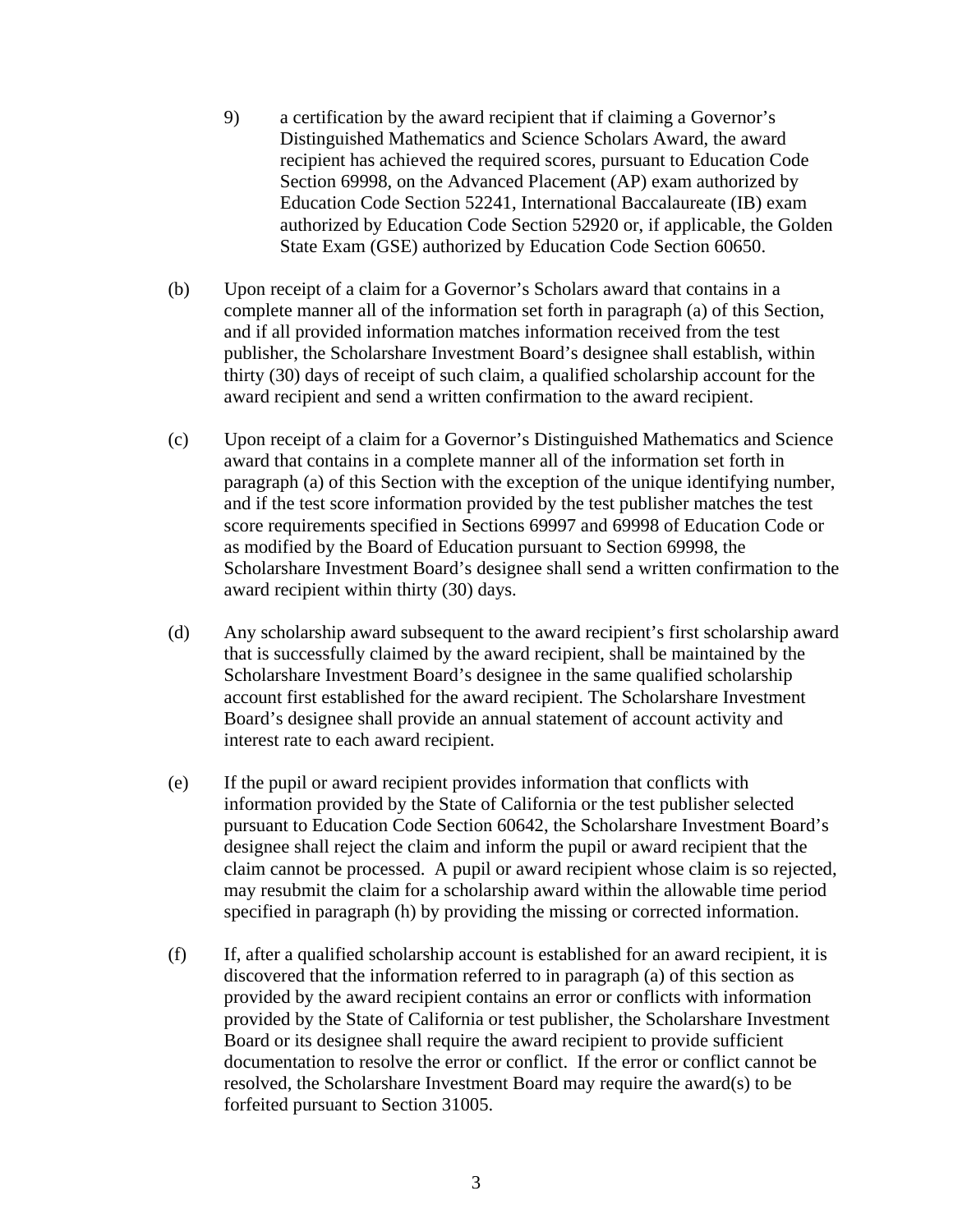9) a certification by the award recipient that if claiming a Governor's Distinguished Mathematics and Science Scholars Award, the award recipient has achieved the required scores, pursuant to Education Code Section 69998, on the Advanced Placement (AP) exam authorized by Education Code Section 52241, International Baccalaureate (IB) exam authorized by Education Code Section 52920 or, if applicable, the Golden State Exam (GSE) authorized by Education Code Section 60650.

(b) Upon receipt of a claim for a Governor's Scholars award that contains in a complete manner all of the information set forth in paragraph (a) of this Section, and if all provided information matches information received from the test publisher, the Scholarshare Investment Board's designee shall establish, within thirty (30) days of receipt of such claim, a qualified scholarship account for the award recipient and send a written confirmation to the award recipient.

(c) Upon receipt of a claim for a Governor's Distinguished Mathematics and Science award that contains in a complete manner all of the information set forth in paragraph (a) of this Section with the exception of the unique identifying number, and if the test score information provided by the test publisher matches the test score requirements specified in Sections 69997 and 69998 of Education Code or as modified by the Board of Education pursuant to Section 69998, the Scholarshare Investment Board's designee shall send a written confirmation to the award recipient within thirty (30) days.

(d) Any scholarship award subsequent to the award recipient's first scholarship award that is successfully claimed by the award recipient, shall be maintained by the Scholarshare Investment Board's designee in the same qualified scholarship account first established for the award recipient. The Scholarshare Investment Board's designee shall provide an annual statement of account activity and interest rate to each award recipient.

(e) If the pupil or award recipient provides information that conflicts with information provided by the State of California or the test publisher selected pursuant to Education Code Section 60642, the Scholarshare Investment Board's designee shall reject the claim and inform the pupil or award recipient that the claim cannot be processed. A pupil or award recipient whose claim is so rejected, may resubmit the claim for a scholarship award within the allowable time period specified in paragraph (h) by providing the missing or corrected information.

(f) If, after a qualified scholarship account is established for an award recipient, it is discovered that the information referred to in paragraph (a) of this section as provided by the award recipient contains an error or conflicts with information provided by the State of California or test publisher, the Scholarshare Investment Board or its designee shall require the award recipient to provide sufficient documentation to resolve the error or conflict. If the error or conflict cannot be resolved, the Scholarshare Investment Board may require the award(s) to be forfeited pursuant to Section 31005.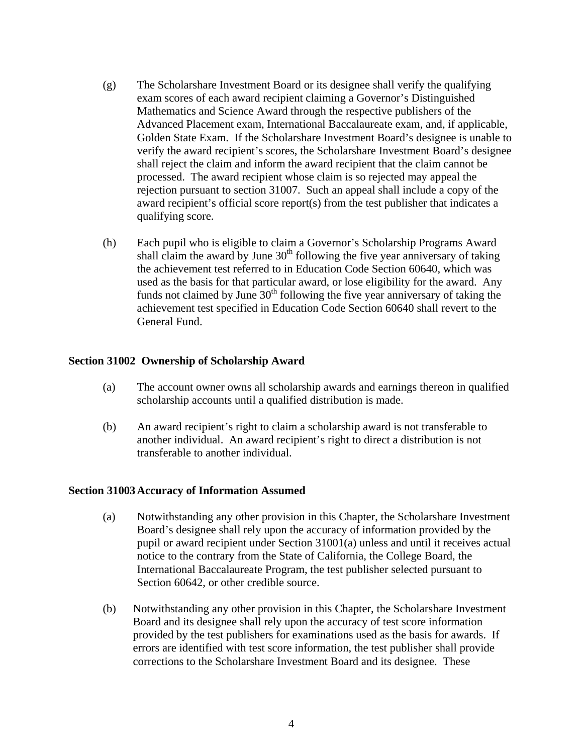(g) The Scholarshare Investment Board or its designee shall verify the qualifying exam scores of each award recipient claiming a Governor's Distinguished Mathematics and Science Award through the respective publishers of the Advanced Placement exam, International Baccalaureate exam, and, if applicable, Golden State Exam. If the Scholarshare Investment Board's designee is unable to verify the award recipient's scores, the Scholarshare Investment Board's designee shall reject the claim and inform the award recipient that the claim cannot be processed. The award recipient whose claim is so rejected may appeal the rejection pursuant to section 31007. Such an appeal shall include a copy of the award recipient's official score report(s) from the test publisher that indicates a qualifying score.

(h) Each pupil who is eligible to claim a Governor's Scholarship Programs Award shall claim the award by June 30th following the five year anniversary of taking the achievement test referred to in Education Code Section 60640, which was used as the basis for that particular award, or lose eligibility for the award. Any funds not claimed by June 30th following the five year anniversary of taking the achievement test specified in Education Code Section 60640 shall revert to the General Fund.

**Section 31002 Ownership of Scholarship Award**

(a) The account owner owns all scholarship awards and earnings thereon in qualified scholarship accounts until a qualified distribution is made.

(b) An award recipient's right to claim a scholarship award is not transferable to another individual. An award recipient's right to direct a distribution is not transferable to another individual.

**Section 31003 Accuracy of Information Assumed**

(a) Notwithstanding any other provision in this Chapter, the Scholarshare Investment Board's designee shall rely upon the accuracy of information provided by the pupil or award recipient under Section 31001(a) unless and until it receives actual notice to the contrary from the State of California, the College Board, the International Baccalaureate Program, the test publisher selected pursuant to Section 60642, or other credible source.

(b) Notwithstanding any other provision in this Chapter, the Scholarshare Investment Board and its designee shall rely upon the accuracy of test score information provided by the test publishers for examinations used as the basis for awards. If errors are identified with test score information, the test publisher shall provide corrections to the Scholarshare Investment Board and its designee. These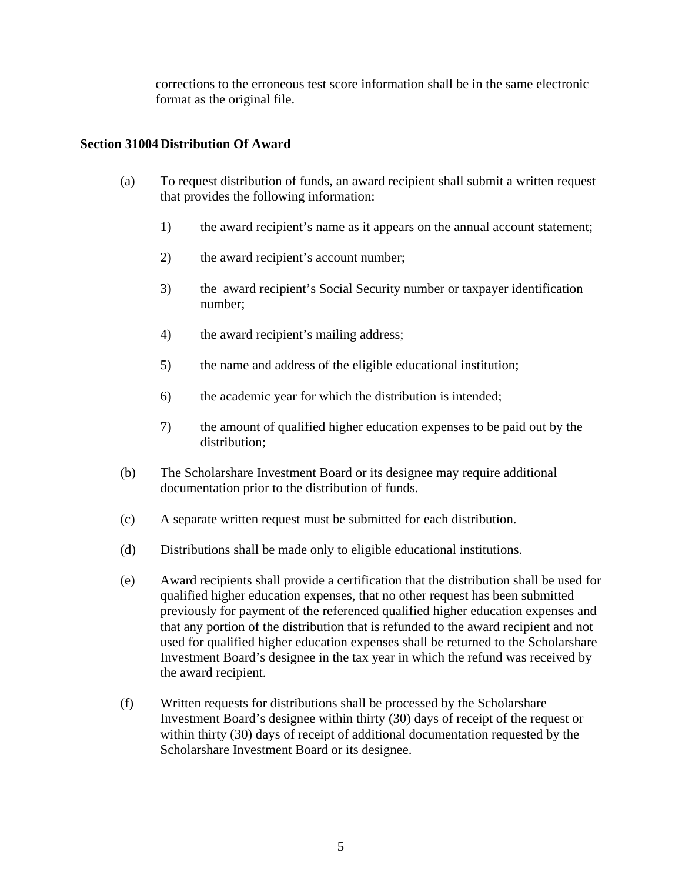corrections to the erroneous test score information shall be in the same electronic format as the original file.

**Section 31004 Distribution Of Award**

(a) To request distribution of funds, an award recipient shall submit a written request that provides the following information:

1) the award recipient's name as it appears on the annual account statement;

2) the award recipient's account number;

3) the award recipient's Social Security number or taxpayer identification number;

4) the award recipient's mailing address;

5) the name and address of the eligible educational institution;

6) the academic year for which the distribution is intended;

7) the amount of qualified higher education expenses to be paid out by the distribution;

(b) The Scholarshare Investment Board or its designee may require additional documentation prior to the distribution of funds.

(c) A separate written request must be submitted for each distribution.

(d) Distributions shall be made only to eligible educational institutions.

(e) Award recipients shall provide a certification that the distribution shall be used for qualified higher education expenses, that no other request has been submitted previously for payment of the referenced qualified higher education expenses and that any portion of the distribution that is refunded to the award recipient and not used for qualified higher education expenses shall be returned to the Scholarshare Investment Board's designee in the tax year in which the refund was received by the award recipient.

(f) Written requests for distributions shall be processed by the Scholarshare Investment Board's designee within thirty (30) days of receipt of the request or within thirty (30) days of receipt of additional documentation requested by the Scholarshare Investment Board or its designee.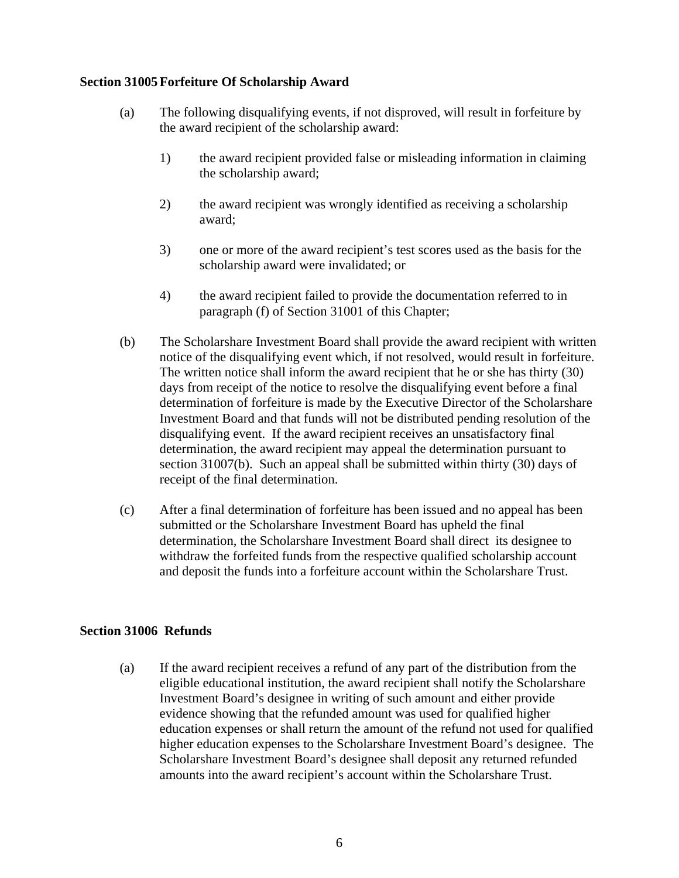**Section 31005 Forfeiture Of Scholarship Award**

(a) The following disqualifying events, if not disproved, will result in forfeiture by the award recipient of the scholarship award:

1) the award recipient provided false or misleading information in claiming the scholarship award;

2) the award recipient was wrongly identified as receiving a scholarship award;

3) one or more of the award recipient's test scores used as the basis for the scholarship award were invalidated; or

4) the award recipient failed to provide the documentation referred to in paragraph (f) of Section 31001 of this Chapter;

(b) The Scholarshare Investment Board shall provide the award recipient with written notice of the disqualifying event which, if not resolved, would result in forfeiture. The written notice shall inform the award recipient that he or she has thirty (30) days from receipt of the notice to resolve the disqualifying event before a final determination of forfeiture is made by the Executive Director of the Scholarshare Investment Board and that funds will not be distributed pending resolution of the disqualifying event. If the award recipient receives an unsatisfactory final determination, the award recipient may appeal the determination pursuant to section 31007(b). Such an appeal shall be submitted within thirty (30) days of receipt of the final determination.

(c) After a final determination of forfeiture has been issued and no appeal has been submitted or the Scholarshare Investment Board has upheld the final determination, the Scholarshare Investment Board shall direct its designee to withdraw the forfeited funds from the respective qualified scholarship account and deposit the funds into a forfeiture account within the Scholarshare Trust.

**Section 31006 Refunds**

(a) If the award recipient receives a refund of any part of the distribution from the eligible educational institution, the award recipient shall notify the Scholarshare Investment Board's designee in writing of such amount and either provide evidence showing that the refunded amount was used for qualified higher education expenses or shall return the amount of the refund not used for qualified higher education expenses to the Scholarshare Investment Board's designee. The Scholarshare Investment Board's designee shall deposit any returned refunded amounts into the award recipient's account within the Scholarshare Trust.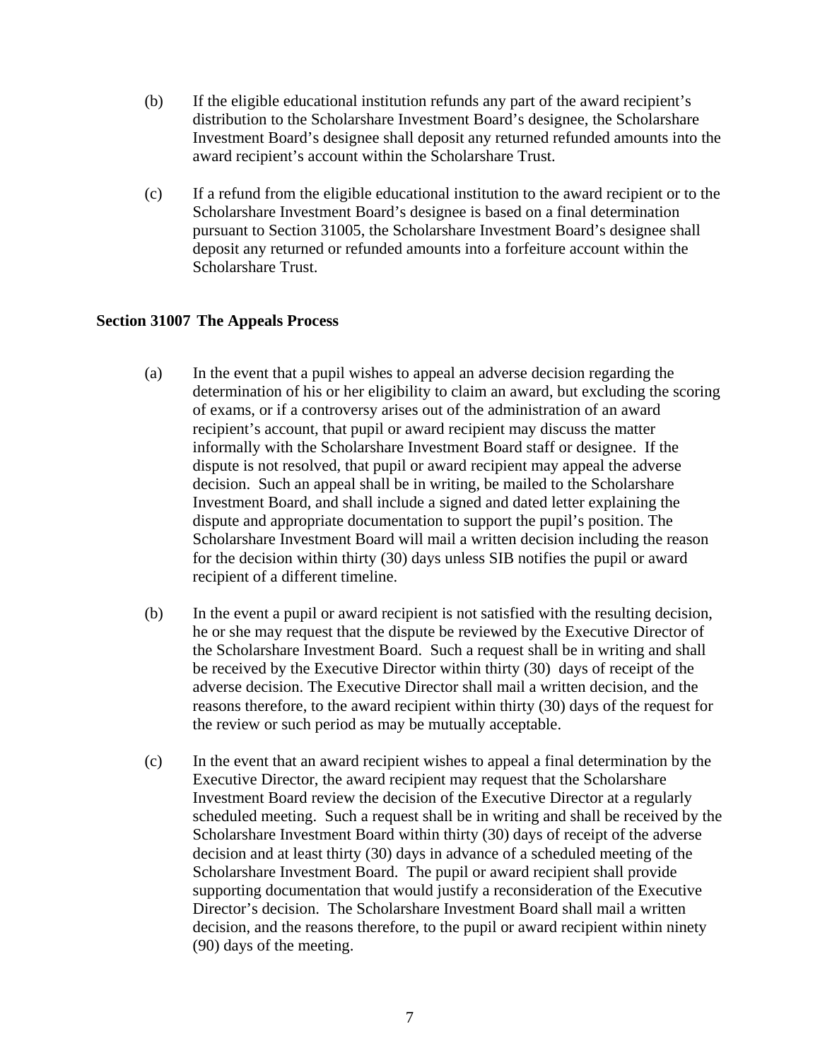(b) If the eligible educational institution refunds any part of the award recipient's distribution to the Scholarshare Investment Board's designee, the Scholarshare Investment Board's designee shall deposit any returned refunded amounts into the award recipient's account within the Scholarshare Trust.

(c) If a refund from the eligible educational institution to the award recipient or to the Scholarshare Investment Board's designee is based on a final determination pursuant to Section 31005, the Scholarshare Investment Board's designee shall deposit any returned or refunded amounts into a forfeiture account within the Scholarshare Trust.

**Section 31007 The Appeals Process**

(a) In the event that a pupil wishes to appeal an adverse decision regarding the determination of his or her eligibility to claim an award, but excluding the scoring of exams, or if a controversy arises out of the administration of an award recipient's account, that pupil or award recipient may discuss the matter informally with the Scholarshare Investment Board staff or designee. If the dispute is not resolved, that pupil or award recipient may appeal the adverse decision. Such an appeal shall be in writing, be mailed to the Scholarshare Investment Board, and shall include a signed and dated letter explaining the dispute and appropriate documentation to support the pupil's position. The Scholarshare Investment Board will mail a written decision including the reason for the decision within thirty (30) days unless SIB notifies the pupil or award recipient of a different timeline.

(b) In the event a pupil or award recipient is not satisfied with the resulting decision, he or she may request that the dispute be reviewed by the Executive Director of the Scholarshare Investment Board. Such a request shall be in writing and shall be received by the Executive Director within thirty (30) days of receipt of the adverse decision. The Executive Director shall mail a written decision, and the reasons therefore, to the award recipient within thirty (30) days of the request for the review or such period as may be mutually acceptable.

(c) In the event that an award recipient wishes to appeal a final determination by the Executive Director, the award recipient may request that the Scholarshare Investment Board review the decision of the Executive Director at a regularly scheduled meeting. Such a request shall be in writing and shall be received by the Scholarshare Investment Board within thirty (30) days of receipt of the adverse decision and at least thirty (30) days in advance of a scheduled meeting of the Scholarshare Investment Board. The pupil or award recipient shall provide supporting documentation that would justify a reconsideration of the Executive Director's decision. The Scholarshare Investment Board shall mail a written decision, and the reasons therefore, to the pupil or award recipient within ninety (90) days of the meeting.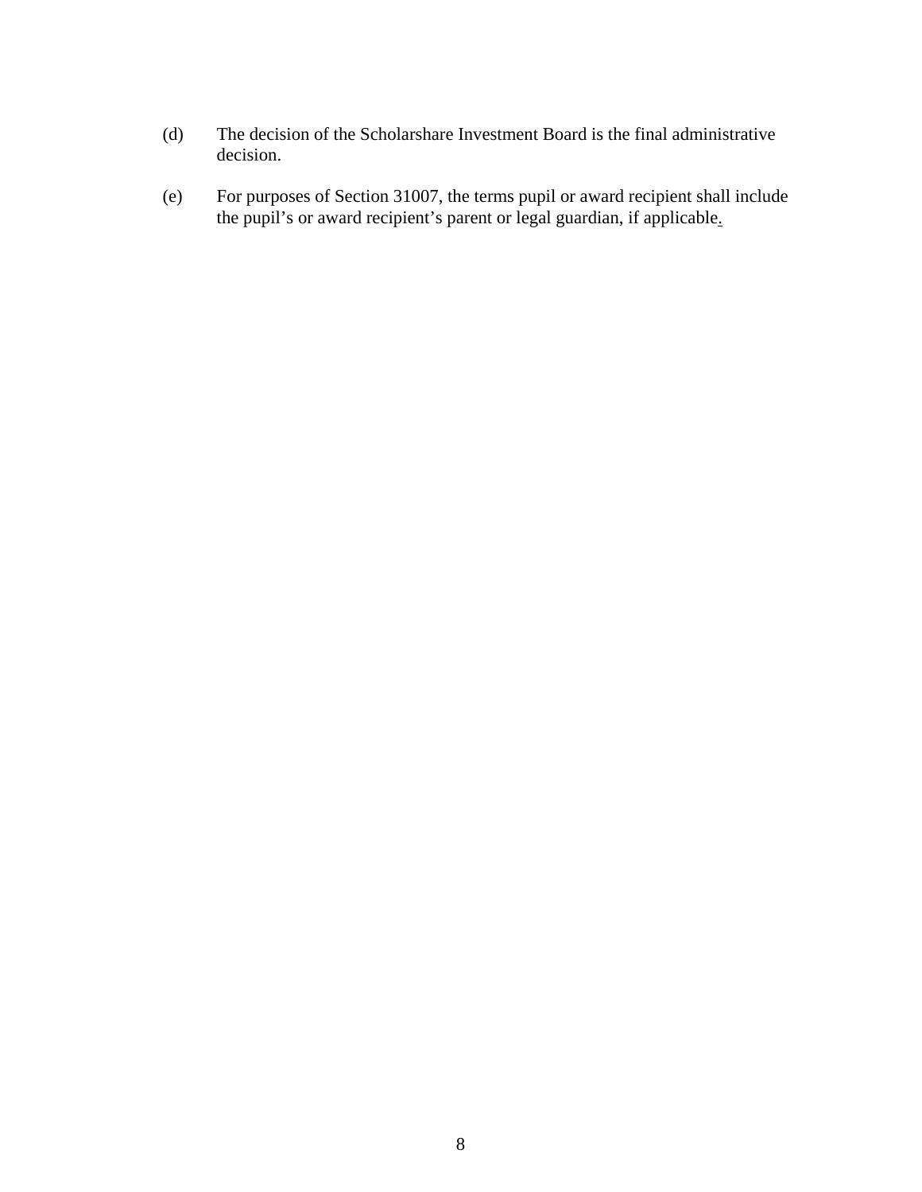(d) The decision of the Scholarshare Investment Board is the final administrative decision.

(e) For purposes of Section 31007, the terms pupil or award recipient shall include the pupil's or award recipient's parent or legal guardian, if applicable.